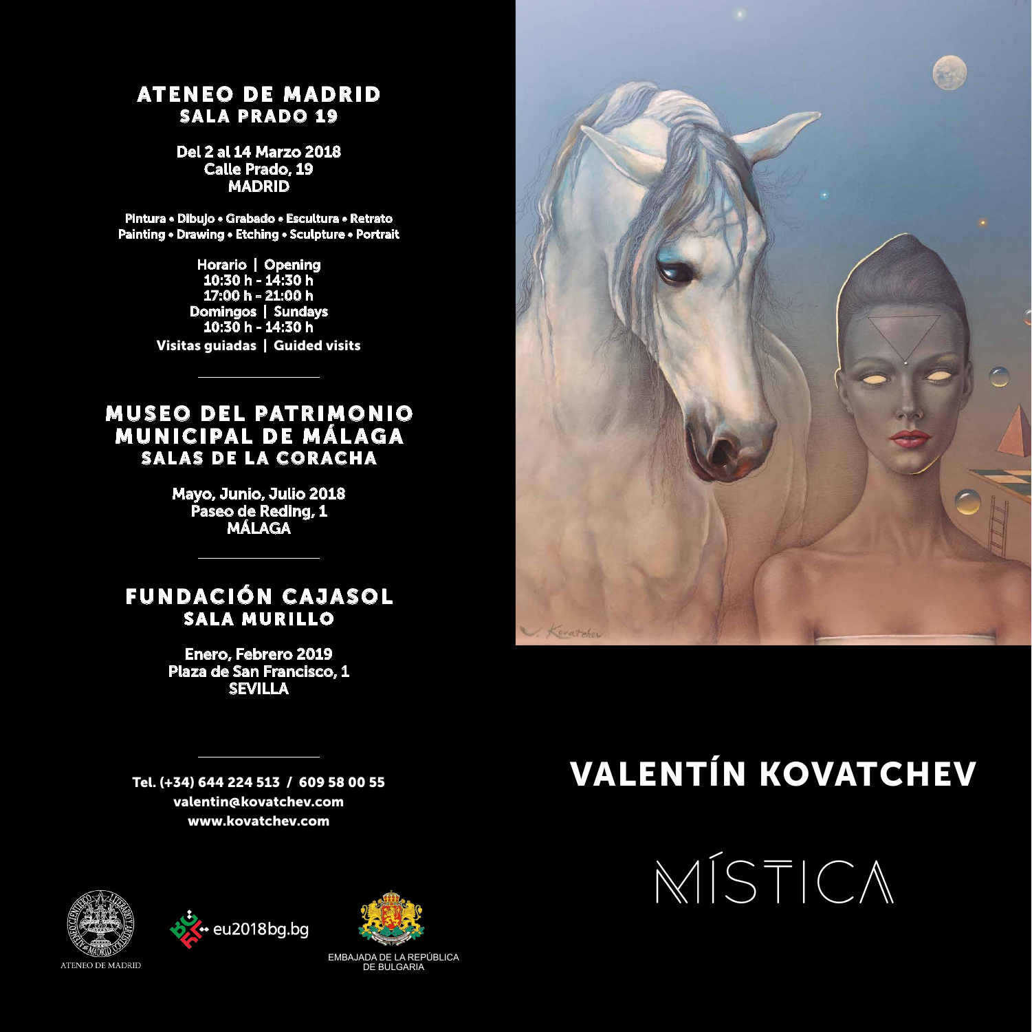## ATENEO DE MADRID
### SALA PRADO 19

Del 2 al 14 Marzo 2018
Calle Prado, 19
MADRID

Pintura • Dibujo • Grabado • Escultura • Retrato
Painting • Drawing • Etching • Sculpture • Portrait

Horario | Opening
10:30 h - 14:30 h
17:00 h - 21:00 h
Domingos | Sundays
10:30 h - 14:30 h
Visitas guiadas | Guided visits

---

## MUSEO DEL PATRIMONIO MUNICIPAL DE MÁLAGA
### SALAS DE LA CORACHA

Mayo, Junio, Julio 2018
Paseo de Reding, 1
MÁLAGA

---

## FUNDACIÓN CAJASOL
### SALA MURILLO

Enero, Febrero 2019
Plaza de San Francisco, 1
SEVILLA

---

Tel. (+34) 644 224 513 / 609 58 00 55
valentin@kovatchev.com
www.kovatchev.com

ATENEO DE MADRID

eu2018bg.bg

EMBAJADA DE LA REPÚBLICA DE BULGARIA

V. Kovatchev

# VALENTÍN KOVATCHEV

# MÍSTICA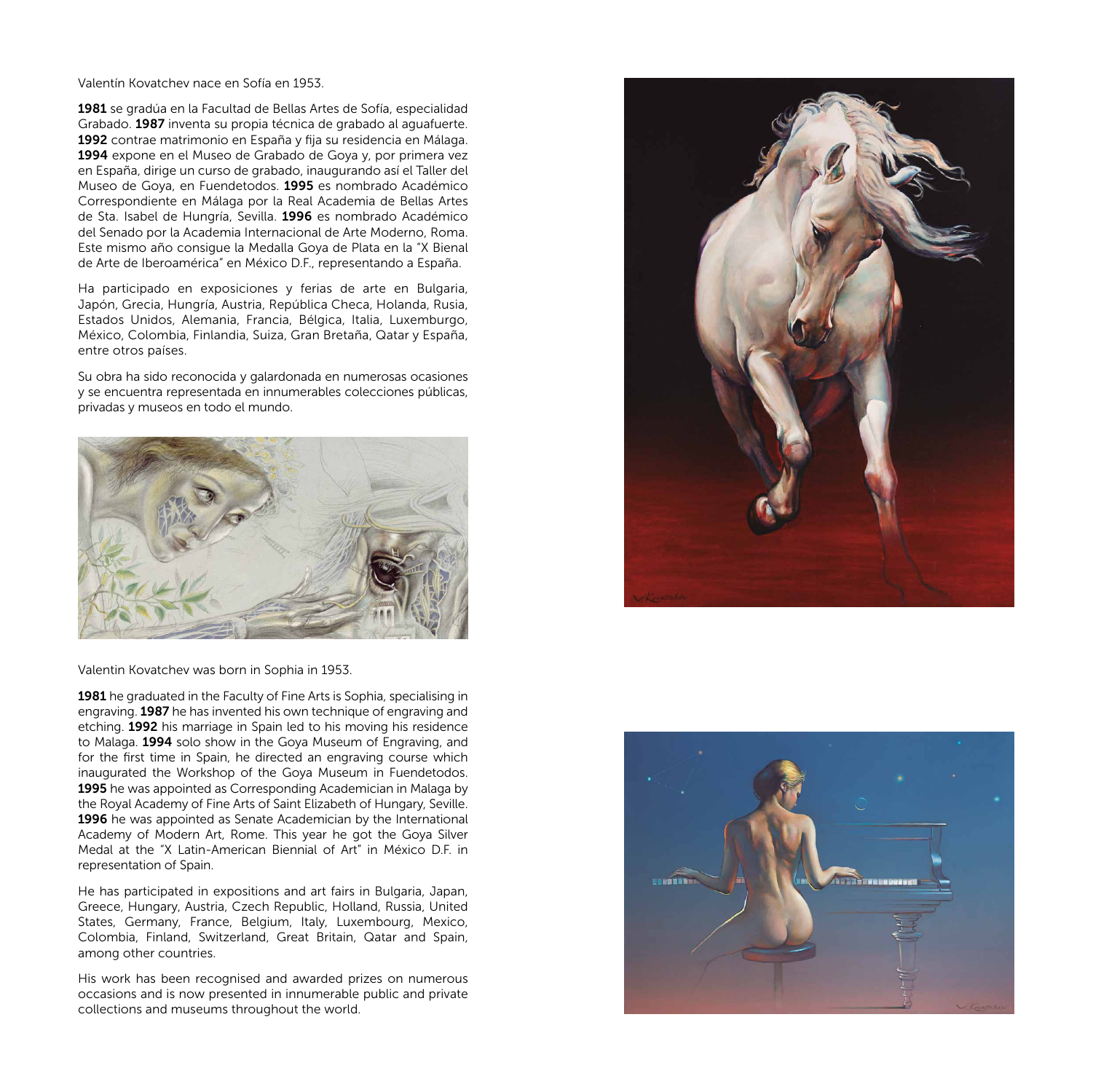Valentín Kovatchev nace en Sofía en 1953.

**1981** se gradúa en la Facultad de Bellas Artes de Sofía, especialidad Grabado. **1987** inventa su propia técnica de grabado al aguafuerte. **1992** contrae matrimonio en España y fija su residencia en Málaga. **1994** expone en el Museo de Grabado de Goya y, por primera vez en España, dirige un curso de grabado, inaugurando así el Taller del Museo de Goya, en Fuendetodos. **1995** es nombrado Académico Correspondiente en Málaga por la Real Academia de Bellas Artes de Sta. Isabel de Hungría, Sevilla. **1996** es nombrado Académico del Senado por la Academia Internacional de Arte Moderno, Roma. Este mismo año consigue la Medalla Goya de Plata en la "X Bienal de Arte de Iberoamérica" en México D.F., representando a España.

Ha participado en exposiciones y ferias de arte en Bulgaria, Japón, Grecia, Hungría, Austria, República Checa, Holanda, Rusia, Estados Unidos, Alemania, Francia, Bélgica, Italia, Luxemburgo, México, Colombia, Finlandia, Suiza, Gran Bretaña, Qatar y España, entre otros países.

Su obra ha sido reconocida y galardonada en numerosas ocasiones y se encuentra representada en innumerables colecciones públicas, privadas y museos en todo el mundo.

Valentin Kovatchev was born in Sophia in 1953.

**1981** he graduated in the Faculty of Fine Arts is Sophia, specialising in engraving. **1987** he has invented his own technique of engraving and etching. **1992** his marriage in Spain led to his moving his residence to Malaga. **1994** solo show in the Goya Museum of Engraving, and for the first time in Spain, he directed an engraving course which inaugurated the Workshop of the Goya Museum in Fuendetodos. **1995** he was appointed as Corresponding Academician in Malaga by the Royal Academy of Fine Arts of Saint Elizabeth of Hungary, Seville. **1996** he was appointed as Senate Academician by the International Academy of Modern Art, Rome. This year he got the Goya Silver Medal at the "X Latin-American Biennial of Art" in México D.F. in representation of Spain.

He has participated in expositions and art fairs in Bulgaria, Japan, Greece, Hungary, Austria, Czech Republic, Holland, Russia, United States, Germany, France, Belgium, Italy, Luxembourg, Mexico, Colombia, Finland, Switzerland, Great Britain, Qatar and Spain, among other countries.

His work has been recognised and awarded prizes on numerous occasions and is now presented in innumerable public and private collections and museums throughout the world.